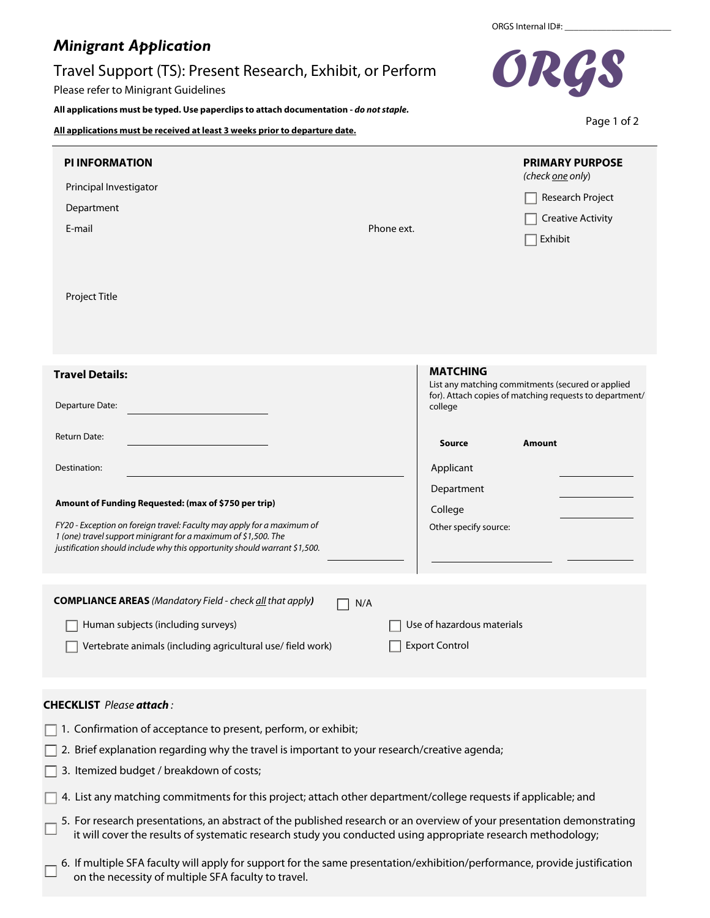ORGS Internal ID#: ____________________

# *Minigrant Application*

## Travel Support (TS): Present Research, Exhibit, or Perform

Please refer to Minigrant Guidelines

**All applications must be typed. Use paperclips to attach documentation - *do not staple.***

**All applications must be received at least 3 weeks prior to departure date.**

ORGS

### PI INFORMATION

Principal Investigator

Department

E-mail

Phone ext.

Project Title

### PRIMARY PURPOSE

*(check one only)*

- ☐ Research Project
- ☐ Creative Activity
- ☐ Exhibit

### Travel Details:

Departure Date: ____________________

Return Date: ____________________

Destination: ____________________

**Amount of Funding Requested: (max of $750 per trip)** ____________

*FY20 - Exception on foreign travel: Faculty may apply for a maximum of 1 (one) travel support minigrant for a maximum of $1,500. The justification should include why this opportunity should warrant $1,500.*

### MATCHING

List any matching commitments (secured or applied for). Attach copies of matching requests to department/college

| Source | Amount |
|---|---|
| Applicant | ____________ |
| Department | ____________ |
| College | ____________ |
| Other specify source: ____________ | ____________ |

**COMPLIANCE AREAS** *(Mandatory Field - check all that apply)* ☐ N/A

- ☐ Human subjects (including surveys)
- ☐ Vertebrate animals (including agricultural use/ field work)
- ☐ Use of hazardous materials
- ☐ Export Control

**CHECKLIST** *Please **attach**:*

- ☐ 1. Confirmation of acceptance to present, perform, or exhibit;
- ☐ 2. Brief explanation regarding why the travel is important to your research/creative agenda;
- ☐ 3. Itemized budget / breakdown of costs;
- ☐ 4. List any matching commitments for this project; attach other department/college requests if applicable; and
- ☐ 5. For research presentations, an abstract of the published research or an overview of your presentation demonstrating it will cover the results of systematic research study you conducted using appropriate research methodology;
- ☐ 6. If multiple SFA faculty will apply for support for the same presentation/exhibition/performance, provide justification on the necessity of multiple SFA faculty to travel.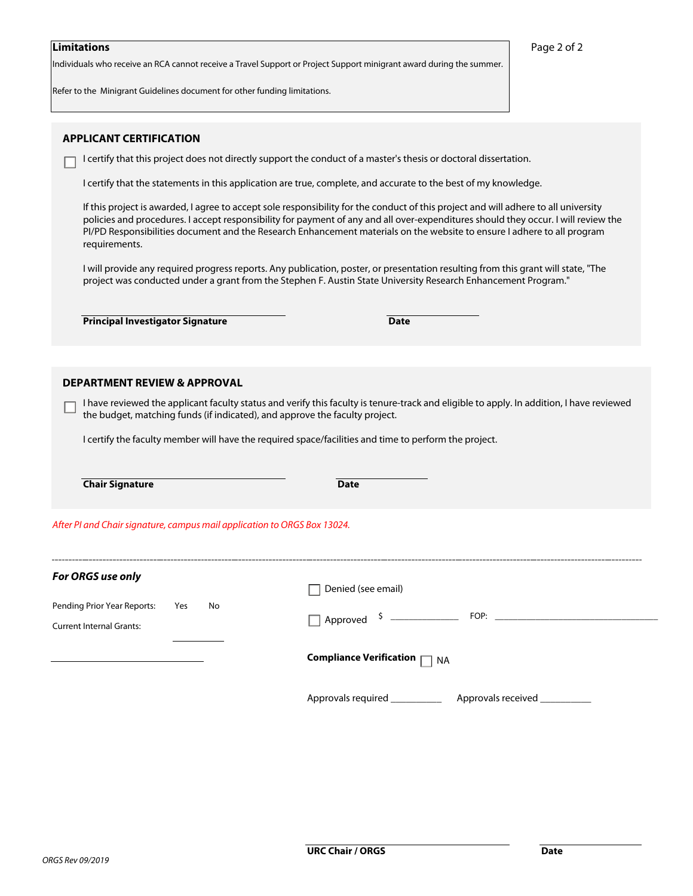**Limitations**

Individuals who receive an RCA cannot receive a Travel Support or Project Support minigrant award during the summer.

Refer to the Minigrant Guidelines document for other funding limitations.

## APPLICANT CERTIFICATION

☐ I certify that this project does not directly support the conduct of a master's thesis or doctoral dissertation.

I certify that the statements in this application are true, complete, and accurate to the best of my knowledge.

If this project is awarded, I agree to accept sole responsibility for the conduct of this project and will adhere to all university policies and procedures. I accept responsibility for payment of any and all over-expenditures should they occur. I will review the PI/PD Responsibilities document and the Research Enhancement materials on the website to ensure I adhere to all program requirements.

I will provide any required progress reports. Any publication, poster, or presentation resulting from this grant will state, "The project was conducted under a grant from the Stephen F. Austin State University Research Enhancement Program."

**Principal Investigator Signature** ______________________ **Date** ____________

## DEPARTMENT REVIEW & APPROVAL

☐ I have reviewed the applicant faculty status and verify this faculty is tenure-track and eligible to apply. In addition, I have reviewed the budget, matching funds (if indicated), and approve the faculty project.

I certify the faculty member will have the required space/facilities and time to perform the project.

**Chair Signature** ______________________ **Date** ____________

*After PI and Chair signature, campus mail application to ORGS Box 13024.*

---

***For ORGS use only***

Pending Prior Year Reports: Yes No

Current Internal Grants: ____________

______________________

☐ Denied (see email)

☐ Approved $ ____________ FOP: ______________________

**Compliance Verification** ☐ NA

Approvals required __________ Approvals received __________

**URC Chair / ORGS** ______________________ **Date** ____________

*ORGS Rev 09/2019*